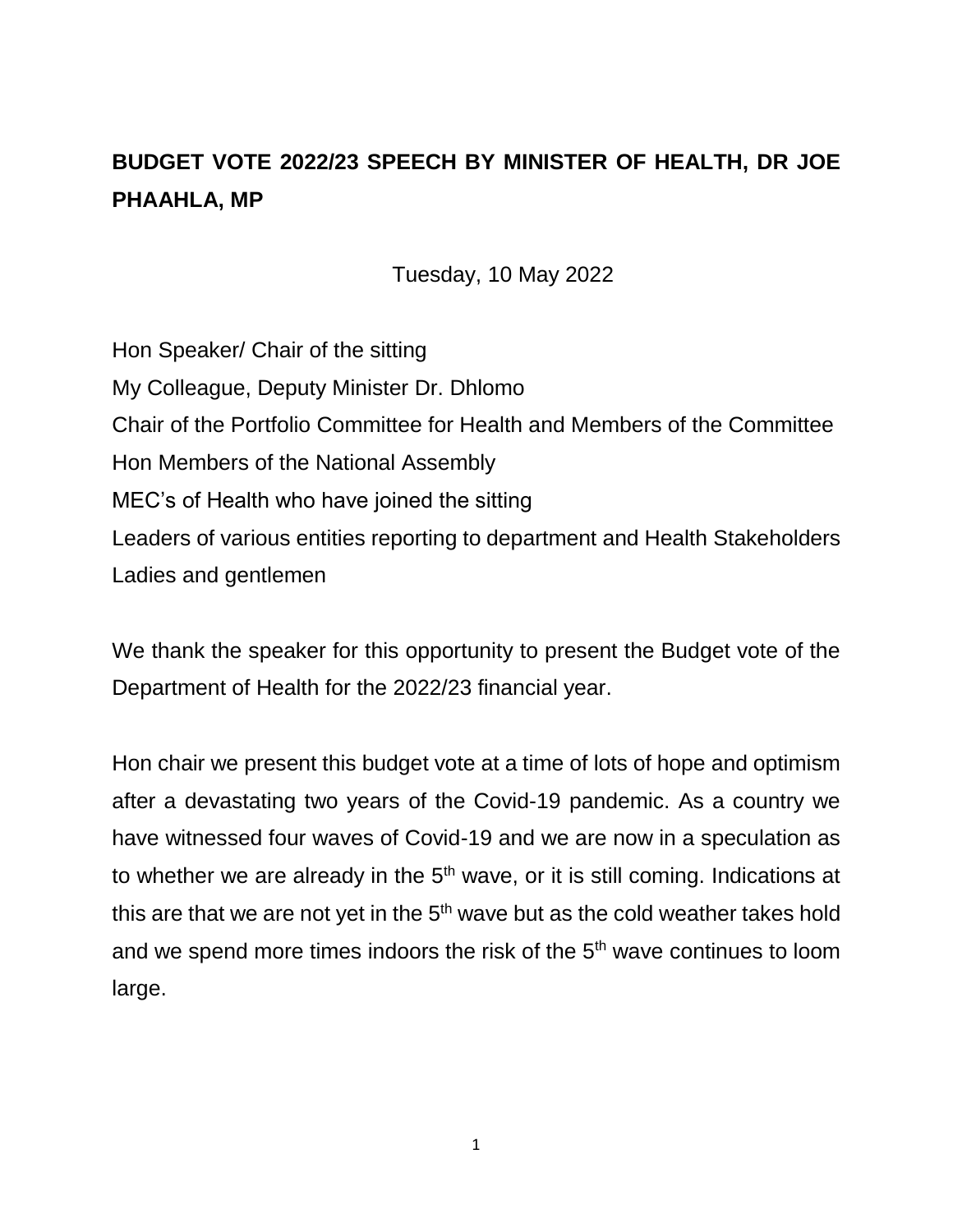# BUDGET VOTE 2022/23 SPEECH BY MINISTER OF HEALTH, DR JOE PHAAHLA, MP

Tuesday, 10 May 2022

Hon Speaker/ Chair of the sitting
My Colleague, Deputy Minister Dr. Dhlomo
Chair of the Portfolio Committee for Health and Members of the Committee
Hon Members of the National Assembly
MEC's of Health who have joined the sitting
Leaders of various entities reporting to department and Health Stakeholders
Ladies and gentlemen

We thank the speaker for this opportunity to present the Budget vote of the Department of Health for the 2022/23 financial year.

Hon chair we present this budget vote at a time of lots of hope and optimism after a devastating two years of the Covid-19 pandemic. As a country we have witnessed four waves of Covid-19 and we are now in a speculation as to whether we are already in the 5th wave, or it is still coming. Indications at this are that we are not yet in the 5th wave but as the cold weather takes hold and we spend more times indoors the risk of the 5th wave continues to loom large.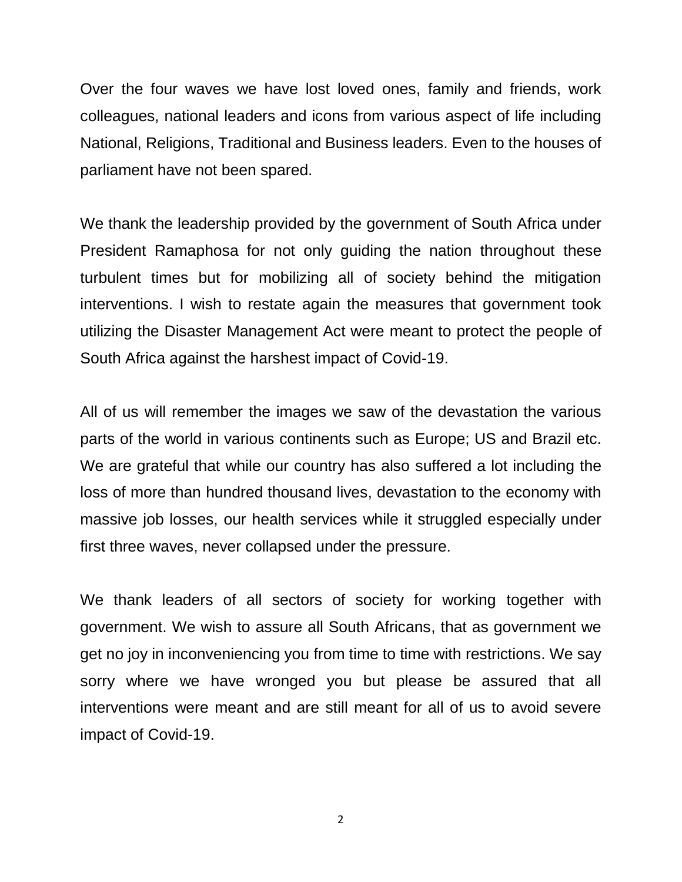Over the four waves we have lost loved ones, family and friends, work colleagues, national leaders and icons from various aspect of life including National, Religions, Traditional and Business leaders. Even to the houses of parliament have not been spared.

We thank the leadership provided by the government of South Africa under President Ramaphosa for not only guiding the nation throughout these turbulent times but for mobilizing all of society behind the mitigation interventions. I wish to restate again the measures that government took utilizing the Disaster Management Act were meant to protect the people of South Africa against the harshest impact of Covid-19.

All of us will remember the images we saw of the devastation the various parts of the world in various continents such as Europe; US and Brazil etc. We are grateful that while our country has also suffered a lot including the loss of more than hundred thousand lives, devastation to the economy with massive job losses, our health services while it struggled especially under first three waves, never collapsed under the pressure.

We thank leaders of all sectors of society for working together with government. We wish to assure all South Africans, that as government we get no joy in inconveniencing you from time to time with restrictions. We say sorry where we have wronged you but please be assured that all interventions were meant and are still meant for all of us to avoid severe impact of Covid-19.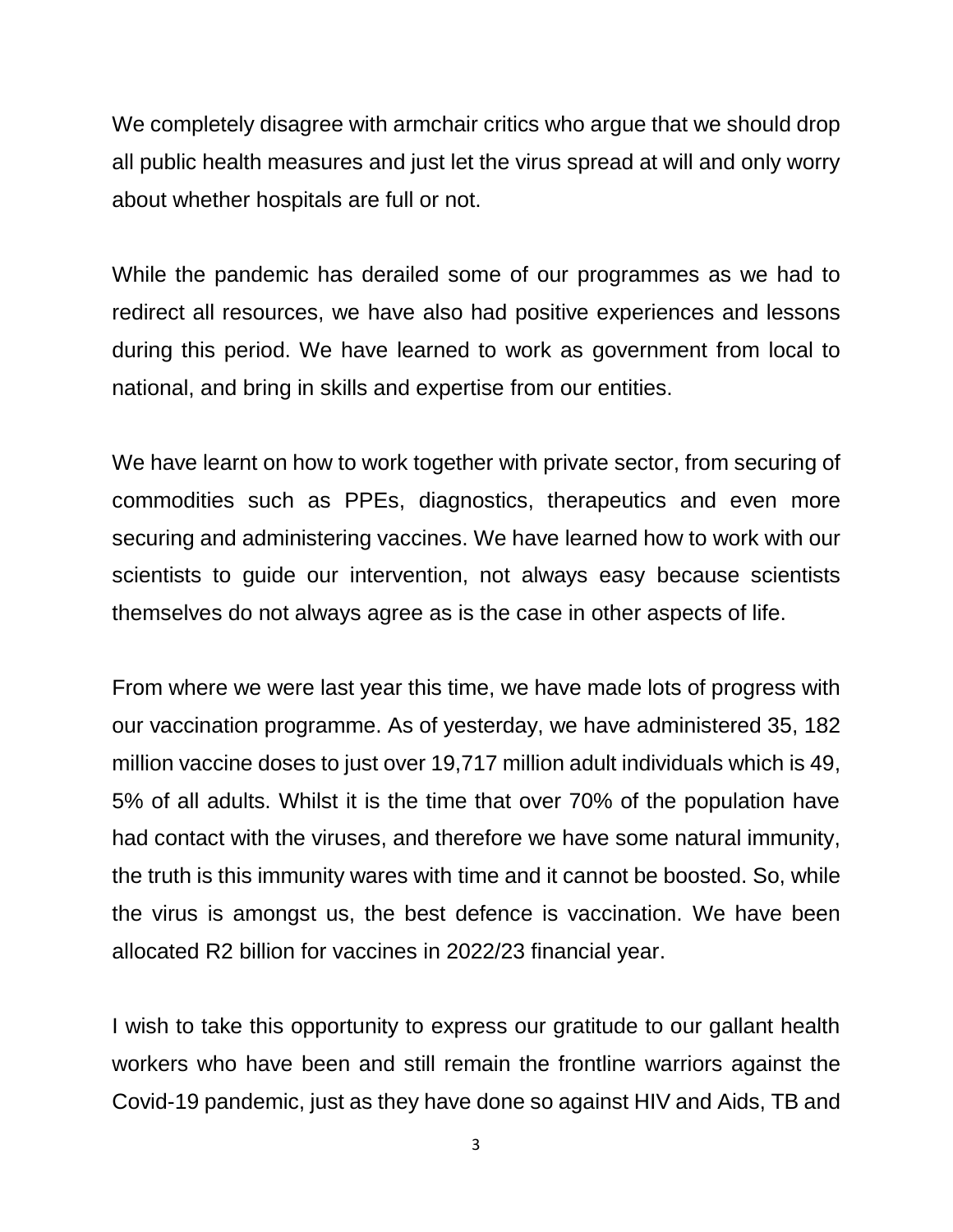We completely disagree with armchair critics who argue that we should drop all public health measures and just let the virus spread at will and only worry about whether hospitals are full or not.

While the pandemic has derailed some of our programmes as we had to redirect all resources, we have also had positive experiences and lessons during this period. We have learned to work as government from local to national, and bring in skills and expertise from our entities.

We have learnt on how to work together with private sector, from securing of commodities such as PPEs, diagnostics, therapeutics and even more securing and administering vaccines. We have learned how to work with our scientists to guide our intervention, not always easy because scientists themselves do not always agree as is the case in other aspects of life.

From where we were last year this time, we have made lots of progress with our vaccination programme. As of yesterday, we have administered 35, 182 million vaccine doses to just over 19,717 million adult individuals which is 49, 5% of all adults. Whilst it is the time that over 70% of the population have had contact with the viruses, and therefore we have some natural immunity, the truth is this immunity wares with time and it cannot be boosted. So, while the virus is amongst us, the best defence is vaccination. We have been allocated R2 billion for vaccines in 2022/23 financial year.

I wish to take this opportunity to express our gratitude to our gallant health workers who have been and still remain the frontline warriors against the Covid-19 pandemic, just as they have done so against HIV and Aids, TB and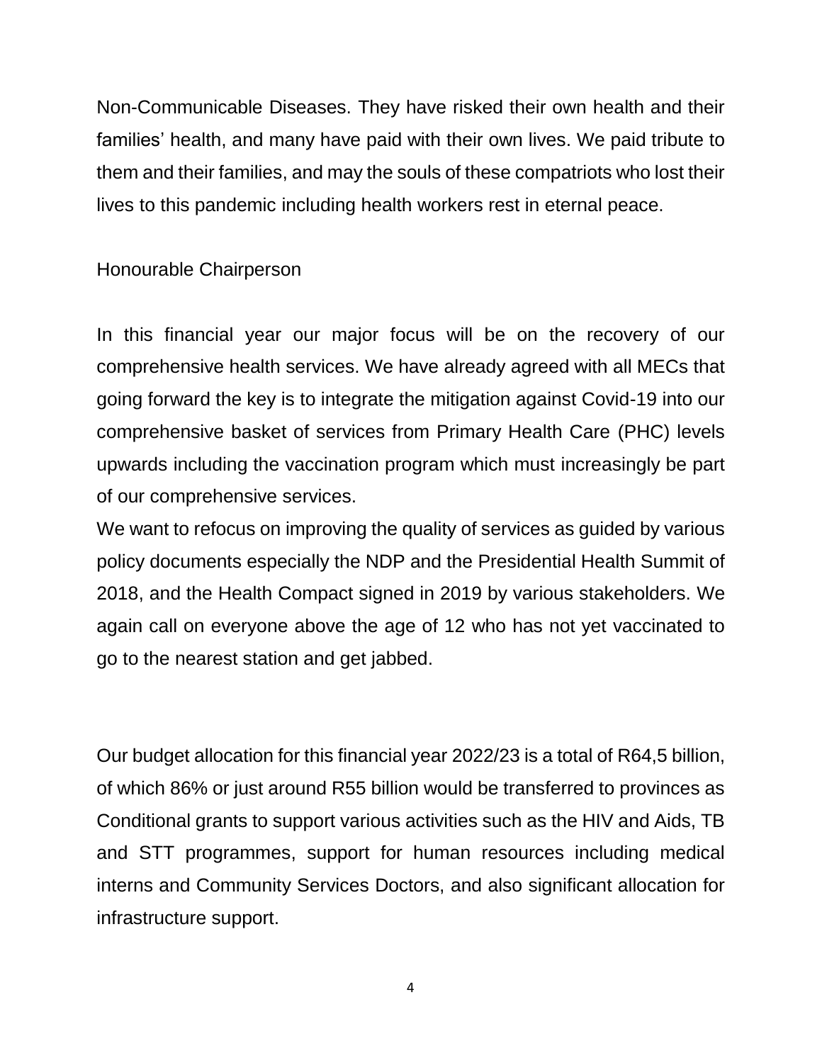Non-Communicable Diseases. They have risked their own health and their families' health, and many have paid with their own lives. We paid tribute to them and their families, and may the souls of these compatriots who lost their lives to this pandemic including health workers rest in eternal peace.

Honourable Chairperson

In this financial year our major focus will be on the recovery of our comprehensive health services. We have already agreed with all MECs that going forward the key is to integrate the mitigation against Covid-19 into our comprehensive basket of services from Primary Health Care (PHC) levels upwards including the vaccination program which must increasingly be part of our comprehensive services.
We want to refocus on improving the quality of services as guided by various policy documents especially the NDP and the Presidential Health Summit of 2018, and the Health Compact signed in 2019 by various stakeholders. We again call on everyone above the age of 12 who has not yet vaccinated to go to the nearest station and get jabbed.

Our budget allocation for this financial year 2022/23 is a total of R64,5 billion, of which 86% or just around R55 billion would be transferred to provinces as Conditional grants to support various activities such as the HIV and Aids, TB and STT programmes, support for human resources including medical interns and Community Services Doctors, and also significant allocation for infrastructure support.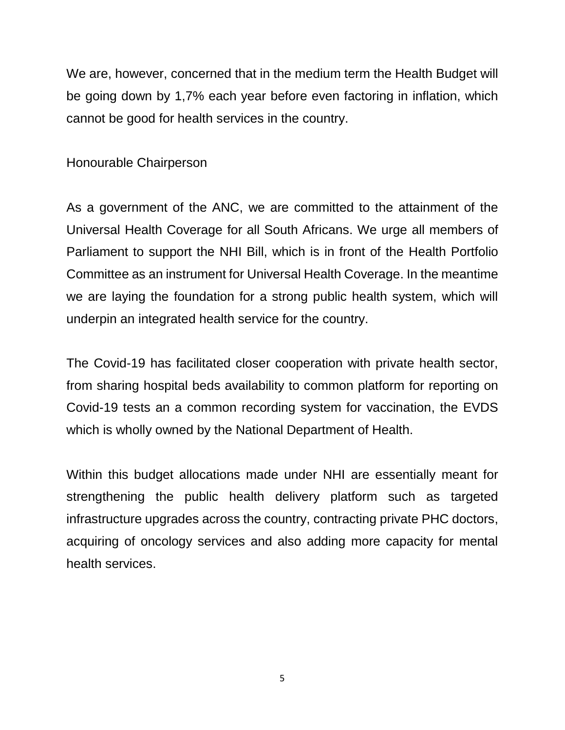We are, however, concerned that in the medium term the Health Budget will be going down by 1,7% each year before even factoring in inflation, which cannot be good for health services in the country.

Honourable Chairperson

As a government of the ANC, we are committed to the attainment of the Universal Health Coverage for all South Africans. We urge all members of Parliament to support the NHI Bill, which is in front of the Health Portfolio Committee as an instrument for Universal Health Coverage. In the meantime we are laying the foundation for a strong public health system, which will underpin an integrated health service for the country.

The Covid-19 has facilitated closer cooperation with private health sector, from sharing hospital beds availability to common platform for reporting on Covid-19 tests an a common recording system for vaccination, the EVDS which is wholly owned by the National Department of Health.

Within this budget allocations made under NHI are essentially meant for strengthening the public health delivery platform such as targeted infrastructure upgrades across the country, contracting private PHC doctors, acquiring of oncology services and also adding more capacity for mental health services.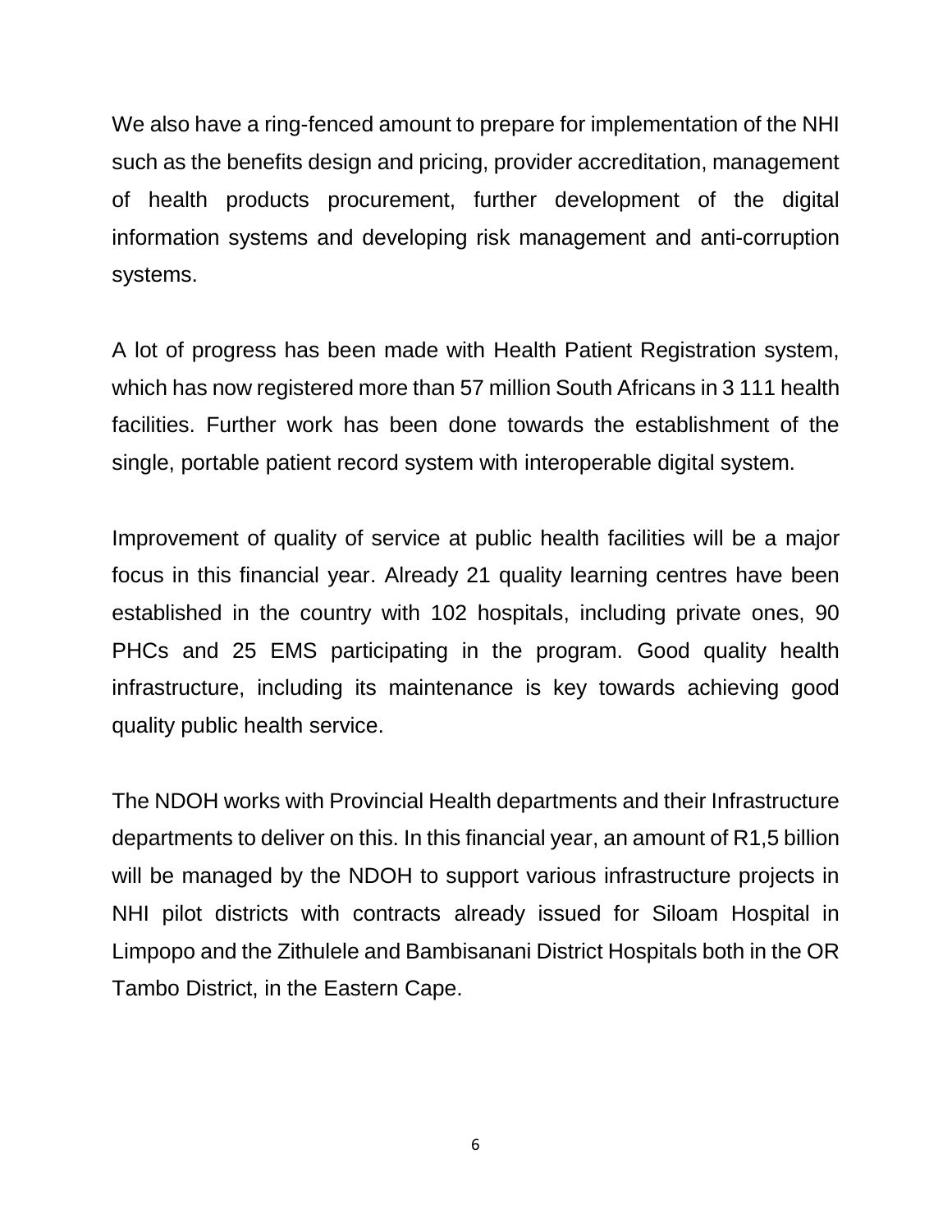We also have a ring-fenced amount to prepare for implementation of the NHI such as the benefits design and pricing, provider accreditation, management of health products procurement, further development of the digital information systems and developing risk management and anti-corruption systems.

A lot of progress has been made with Health Patient Registration system, which has now registered more than 57 million South Africans in 3 111 health facilities. Further work has been done towards the establishment of the single, portable patient record system with interoperable digital system.

Improvement of quality of service at public health facilities will be a major focus in this financial year. Already 21 quality learning centres have been established in the country with 102 hospitals, including private ones, 90 PHCs and 25 EMS participating in the program. Good quality health infrastructure, including its maintenance is key towards achieving good quality public health service.

The NDOH works with Provincial Health departments and their Infrastructure departments to deliver on this. In this financial year, an amount of R1,5 billion will be managed by the NDOH to support various infrastructure projects in NHI pilot districts with contracts already issued for Siloam Hospital in Limpopo and the Zithulele and Bambisanani District Hospitals both in the OR Tambo District, in the Eastern Cape.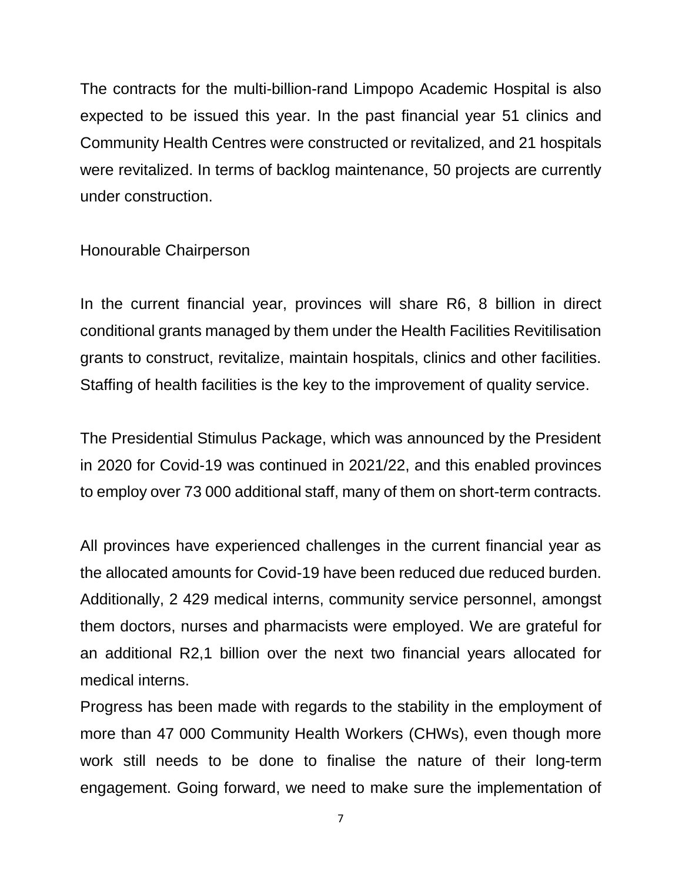The contracts for the multi-billion-rand Limpopo Academic Hospital is also expected to be issued this year. In the past financial year 51 clinics and Community Health Centres were constructed or revitalized, and 21 hospitals were revitalized. In terms of backlog maintenance, 50 projects are currently under construction.

Honourable Chairperson

In the current financial year, provinces will share R6, 8 billion in direct conditional grants managed by them under the Health Facilities Revitilisation grants to construct, revitalize, maintain hospitals, clinics and other facilities. Staffing of health facilities is the key to the improvement of quality service.

The Presidential Stimulus Package, which was announced by the President in 2020 for Covid-19 was continued in 2021/22, and this enabled provinces to employ over 73 000 additional staff, many of them on short-term contracts.

All provinces have experienced challenges in the current financial year as the allocated amounts for Covid-19 have been reduced due reduced burden. Additionally, 2 429 medical interns, community service personnel, amongst them doctors, nurses and pharmacists were employed. We are grateful for an additional R2,1 billion over the next two financial years allocated for medical interns.

Progress has been made with regards to the stability in the employment of more than 47 000 Community Health Workers (CHWs), even though more work still needs to be done to finalise the nature of their long-term engagement. Going forward, we need to make sure the implementation of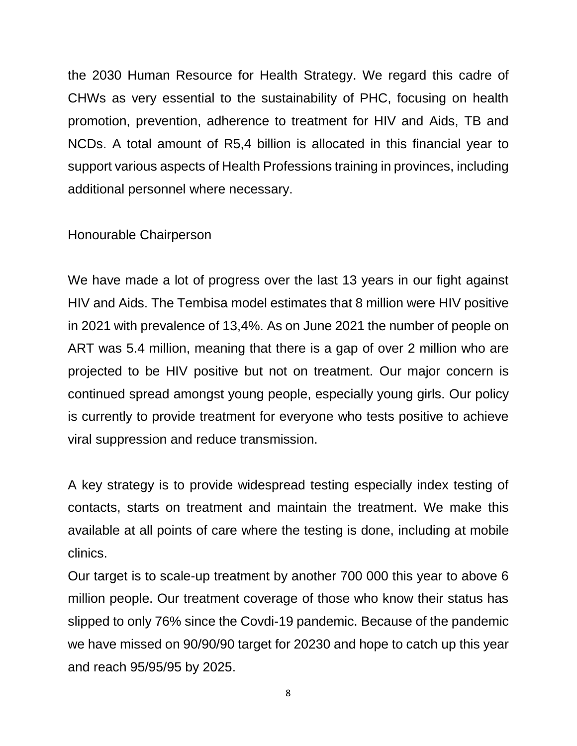the 2030 Human Resource for Health Strategy. We regard this cadre of CHWs as very essential to the sustainability of PHC, focusing on health promotion, prevention, adherence to treatment for HIV and Aids, TB and NCDs. A total amount of R5,4 billion is allocated in this financial year to support various aspects of Health Professions training in provinces, including additional personnel where necessary.

Honourable Chairperson

We have made a lot of progress over the last 13 years in our fight against HIV and Aids. The Tembisa model estimates that 8 million were HIV positive in 2021 with prevalence of 13,4%. As on June 2021 the number of people on ART was 5.4 million, meaning that there is a gap of over 2 million who are projected to be HIV positive but not on treatment. Our major concern is continued spread amongst young people, especially young girls. Our policy is currently to provide treatment for everyone who tests positive to achieve viral suppression and reduce transmission.

A key strategy is to provide widespread testing especially index testing of contacts, starts on treatment and maintain the treatment. We make this available at all points of care where the testing is done, including at mobile clinics.
Our target is to scale-up treatment by another 700 000 this year to above 6 million people. Our treatment coverage of those who know their status has slipped to only 76% since the Covdi-19 pandemic. Because of the pandemic we have missed on 90/90/90 target for 20230 and hope to catch up this year and reach 95/95/95 by 2025.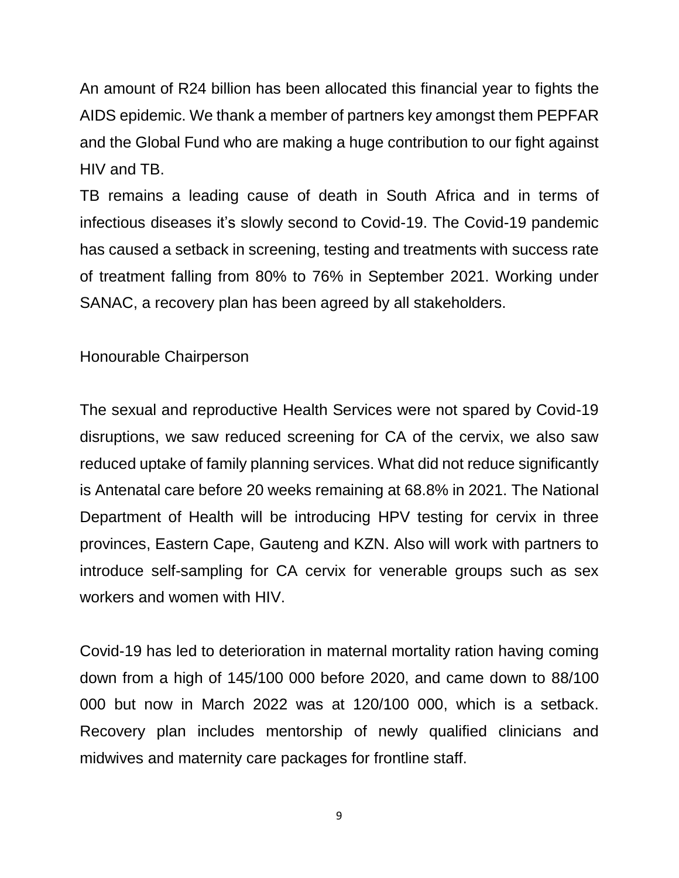An amount of R24 billion has been allocated this financial year to fights the AIDS epidemic. We thank a member of partners key amongst them PEPFAR and the Global Fund who are making a huge contribution to our fight against HIV and TB.

TB remains a leading cause of death in South Africa and in terms of infectious diseases it's slowly second to Covid-19. The Covid-19 pandemic has caused a setback in screening, testing and treatments with success rate of treatment falling from 80% to 76% in September 2021. Working under SANAC, a recovery plan has been agreed by all stakeholders.

Honourable Chairperson

The sexual and reproductive Health Services were not spared by Covid-19 disruptions, we saw reduced screening for CA of the cervix, we also saw reduced uptake of family planning services. What did not reduce significantly is Antenatal care before 20 weeks remaining at 68.8% in 2021. The National Department of Health will be introducing HPV testing for cervix in three provinces, Eastern Cape, Gauteng and KZN. Also will work with partners to introduce self-sampling for CA cervix for venerable groups such as sex workers and women with HIV.

Covid-19 has led to deterioration in maternal mortality ration having coming down from a high of 145/100 000 before 2020, and came down to 88/100 000 but now in March 2022 was at 120/100 000, which is a setback. Recovery plan includes mentorship of newly qualified clinicians and midwives and maternity care packages for frontline staff.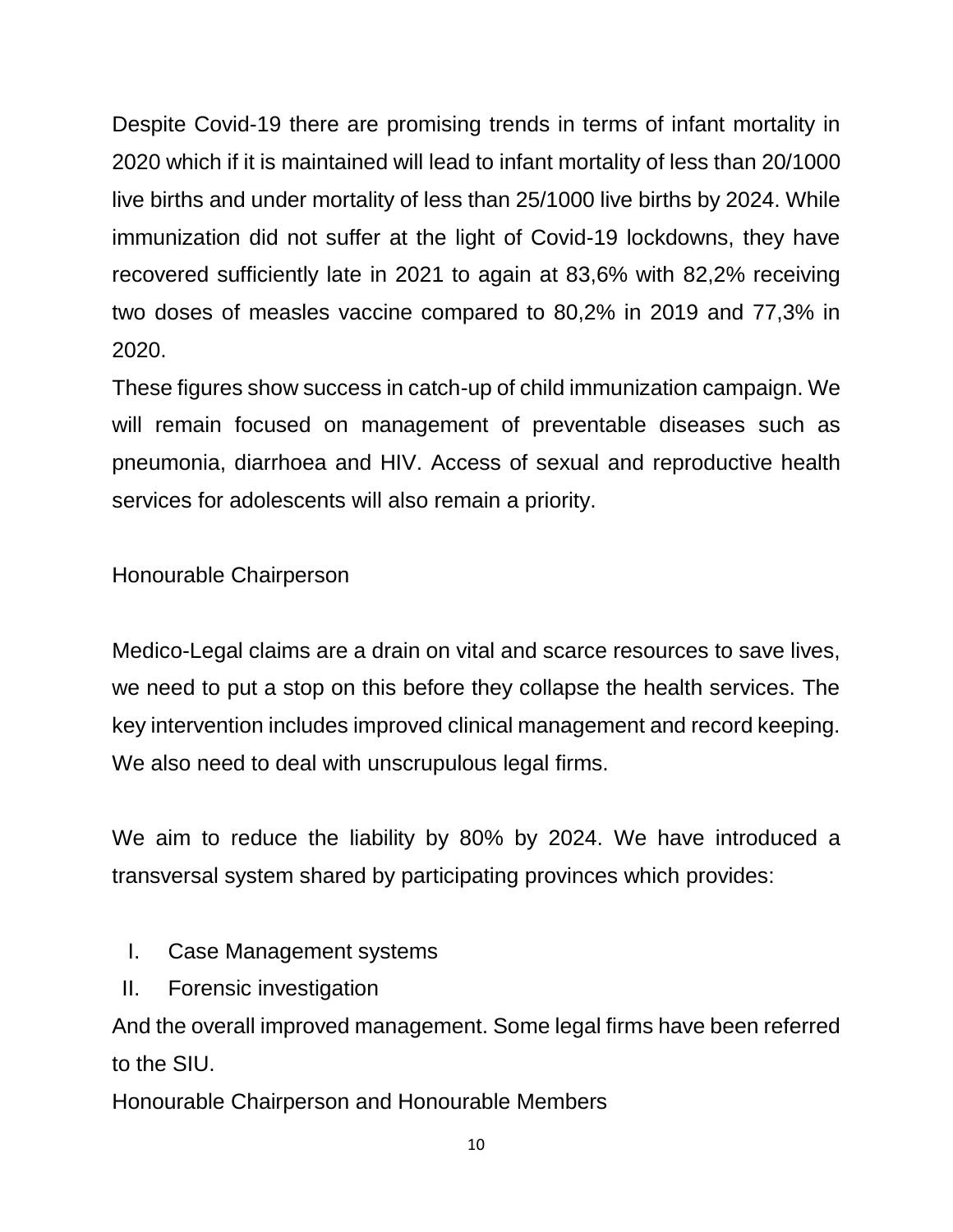Despite Covid-19 there are promising trends in terms of infant mortality in 2020 which if it is maintained will lead to infant mortality of less than 20/1000 live births and under mortality of less than 25/1000 live births by 2024. While immunization did not suffer at the light of Covid-19 lockdowns, they have recovered sufficiently late in 2021 to again at 83,6% with 82,2% receiving two doses of measles vaccine compared to 80,2% in 2019 and 77,3% in 2020.

These figures show success in catch-up of child immunization campaign. We will remain focused on management of preventable diseases such as pneumonia, diarrhoea and HIV. Access of sexual and reproductive health services for adolescents will also remain a priority.

Honourable Chairperson

Medico-Legal claims are a drain on vital and scarce resources to save lives, we need to put a stop on this before they collapse the health services. The key intervention includes improved clinical management and record keeping. We also need to deal with unscrupulous legal firms.

We aim to reduce the liability by 80% by 2024. We have introduced a transversal system shared by participating provinces which provides:

I. Case Management systems
II. Forensic investigation

And the overall improved management. Some legal firms have been referred to the SIU.

Honourable Chairperson and Honourable Members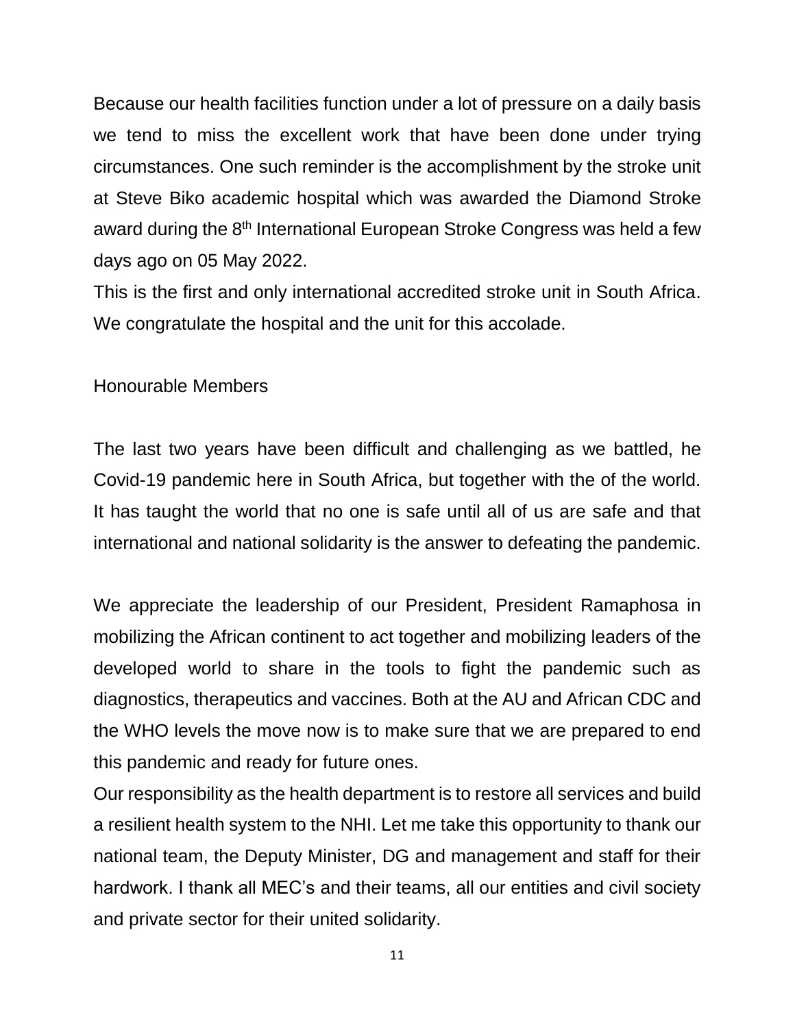Because our health facilities function under a lot of pressure on a daily basis we tend to miss the excellent work that have been done under trying circumstances. One such reminder is the accomplishment by the stroke unit at Steve Biko academic hospital which was awarded the Diamond Stroke award during the 8th International European Stroke Congress was held a few days ago on 05 May 2022.

This is the first and only international accredited stroke unit in South Africa. We congratulate the hospital and the unit for this accolade.

Honourable Members

The last two years have been difficult and challenging as we battled, he Covid-19 pandemic here in South Africa, but together with the of the world. It has taught the world that no one is safe until all of us are safe and that international and national solidarity is the answer to defeating the pandemic.

We appreciate the leadership of our President, President Ramaphosa in mobilizing the African continent to act together and mobilizing leaders of the developed world to share in the tools to fight the pandemic such as diagnostics, therapeutics and vaccines. Both at the AU and African CDC and the WHO levels the move now is to make sure that we are prepared to end this pandemic and ready for future ones.

Our responsibility as the health department is to restore all services and build a resilient health system to the NHI. Let me take this opportunity to thank our national team, the Deputy Minister, DG and management and staff for their hardwork. I thank all MEC's and their teams, all our entities and civil society and private sector for their united solidarity.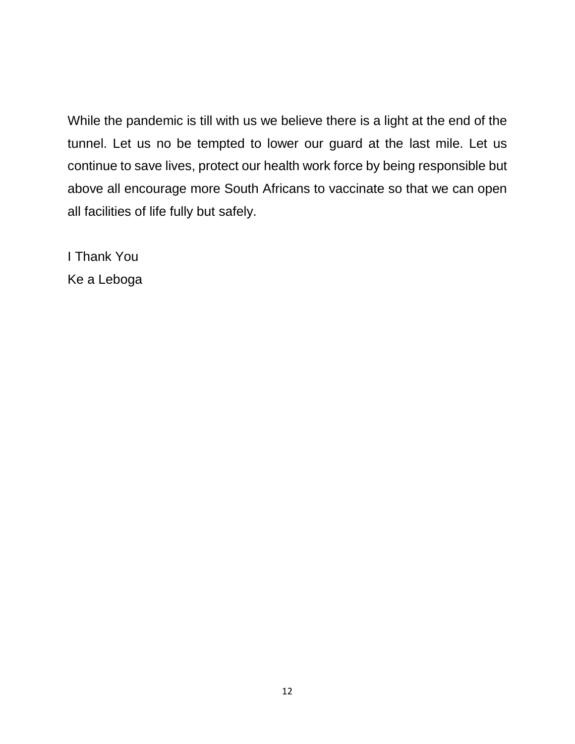While the pandemic is till with us we believe there is a light at the end of the tunnel. Let us no be tempted to lower our guard at the last mile. Let us continue to save lives, protect our health work force by being responsible but above all encourage more South Africans to vaccinate so that we can open all facilities of life fully but safely.

I Thank You
Ke a Leboga